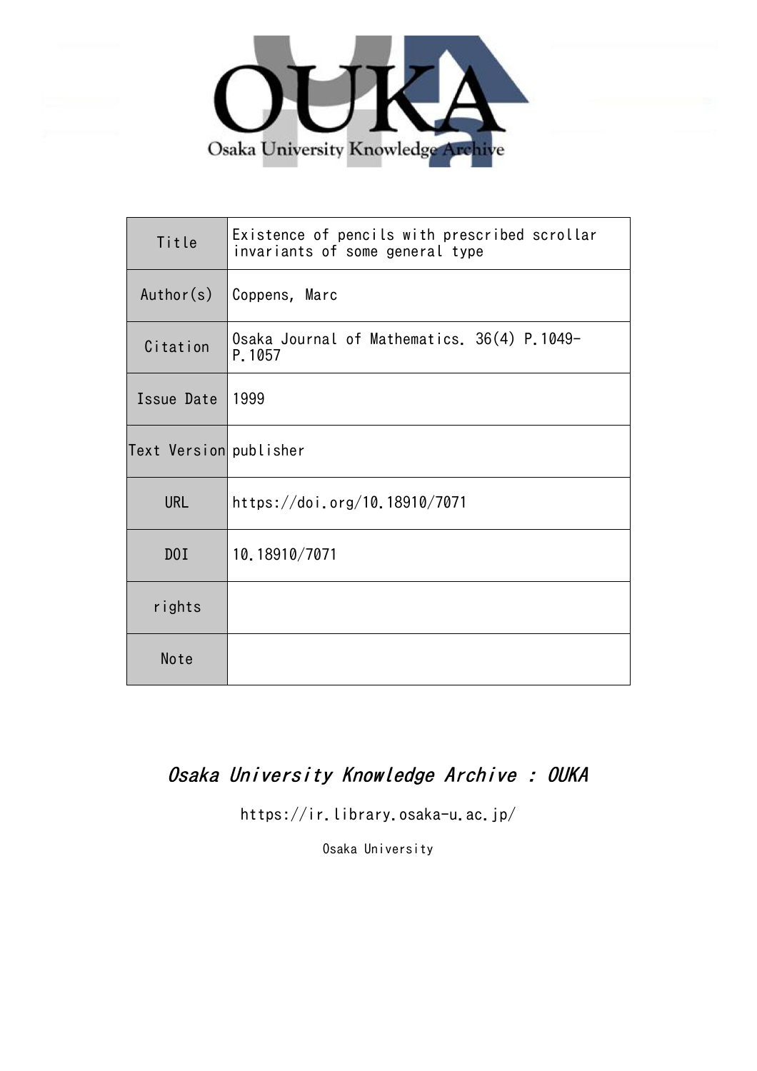Osaka University Knowledge Archive

| Title | Existence of pencils with prescribed scrollar invariants of some general type |
|---|---|
| Author(s) | Coppens, Marc |
| Citation | Osaka Journal of Mathematics. 36(4) P.1049-P.1057 |
| Issue Date | 1999 |
| Text Version | publisher |
| URL | https://doi.org/10.18910/7071 |
| DOI | 10.18910/7071 |
| rights | |
| Note | |

*Osaka University Knowledge Archive : OUKA*

https://ir.library.osaka-u.ac.jp/

Osaka University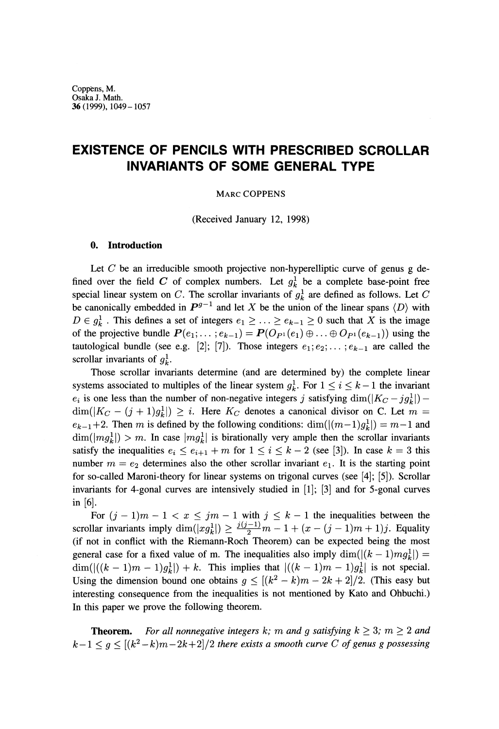Coppens, M.
Osaka J. Math.
**36** (1999), 1049 – 1057

# EXISTENCE OF PENCILS WITH PRESCRIBED SCROLLAR INVARIANTS OF SOME GENERAL TYPE

MARC COPPENS

(Received January 12, 1998)

## 0. Introduction

Let $C$ be an irreducible smooth projective non-hyperelliptic curve of genus g defined over the field $\boldsymbol{C}$ of complex numbers. Let $g^1_k$ be a complete base-point free special linear system on $C$. The scrollar invariants of $g^1_k$ are defined as follows. Let $C$ be canonically embedded in $\boldsymbol{P}^{g-1}$ and let $X$ be the union of the linear spans $\langle D \rangle$ with $D \in g^1_k$. This defines a set of integers $e_1 \geq \ldots \geq e_{k-1} \geq 0$ such that $X$ is the image of the projective bundle $\boldsymbol{P}(e_1; \ldots ; e_{k-1}) = \boldsymbol{P}(O_{P^1}(e_1) \oplus \ldots \oplus O_{P^1}(e_{k-1}))$ using the tautological bundle (see e.g. [2]; [7]). Those integers $e_1; e_2; \ldots ; e_{k-1}$ are called the scrollar invariants of $g^1_k$.

Those scrollar invariants determine (and are determined by) the complete linear systems associated to multiples of the linear system $g^1_k$. For $1 \leq i \leq k-1$ the invariant $e_i$ is one less than the number of non-negative integers $j$ satisfying $\dim(|K_C - jg^1_k|) - \dim(|K_C - (j+1)g^1_k|) \geq i$. Here $K_C$ denotes a canonical divisor on C. Let $m = e_{k-1}+2$. Then $m$ is defined by the following conditions: $\dim(|(m-1)g^1_k|) = m-1$ and $\dim(|mg^1_k|) > m$. In case $|mg^1_k|$ is birationally very ample then the scrollar invariants satisfy the inequalities $e_i \leq e_{i+1} + m$ for $1 \leq i \leq k-2$ (see [3]). In case $k = 3$ this number $m = e_2$ determines also the other scrollar invariant $e_1$. It is the starting point for so-called Maroni-theory for linear systems on trigonal curves (see [4]; [5]). Scrollar invariants for 4-gonal curves are intensively studied in [1]; [3] and for 5-gonal curves in [6].

For $(j-1)m - 1 < x \leq jm - 1$ with $j \leq k-1$ the inequalities between the scrollar invariants imply $\dim(|xg^1_k|) \geq \frac{j(j-1)}{2}m - 1 + (x - (j-1)m + 1)j$. Equality (if not in conflict with the Riemann-Roch Theorem) can be expected being the most general case for a fixed value of m. The inequalities also imply $\dim(|(k-1)mg^1_k|) = \dim(|((k-1)m-1)g^1_k|) + k$. This implies that $|((k-1)m-1)g^1_k|$ is not special. Using the dimension bound one obtains $g \leq [(k^2-k)m - 2k + 2]/2$. (This easy but interesting consequence from the inequalities is not mentioned by Kato and Ohbuchi.) In this paper we prove the following theorem.

**Theorem.** *For all nonnegative integers k; m and g satisfying $k \geq 3$; $m \geq 2$ and $k-1 \leq g \leq [(k^2-k)m-2k+2]/2$ there exists a smooth curve C of genus g possessing*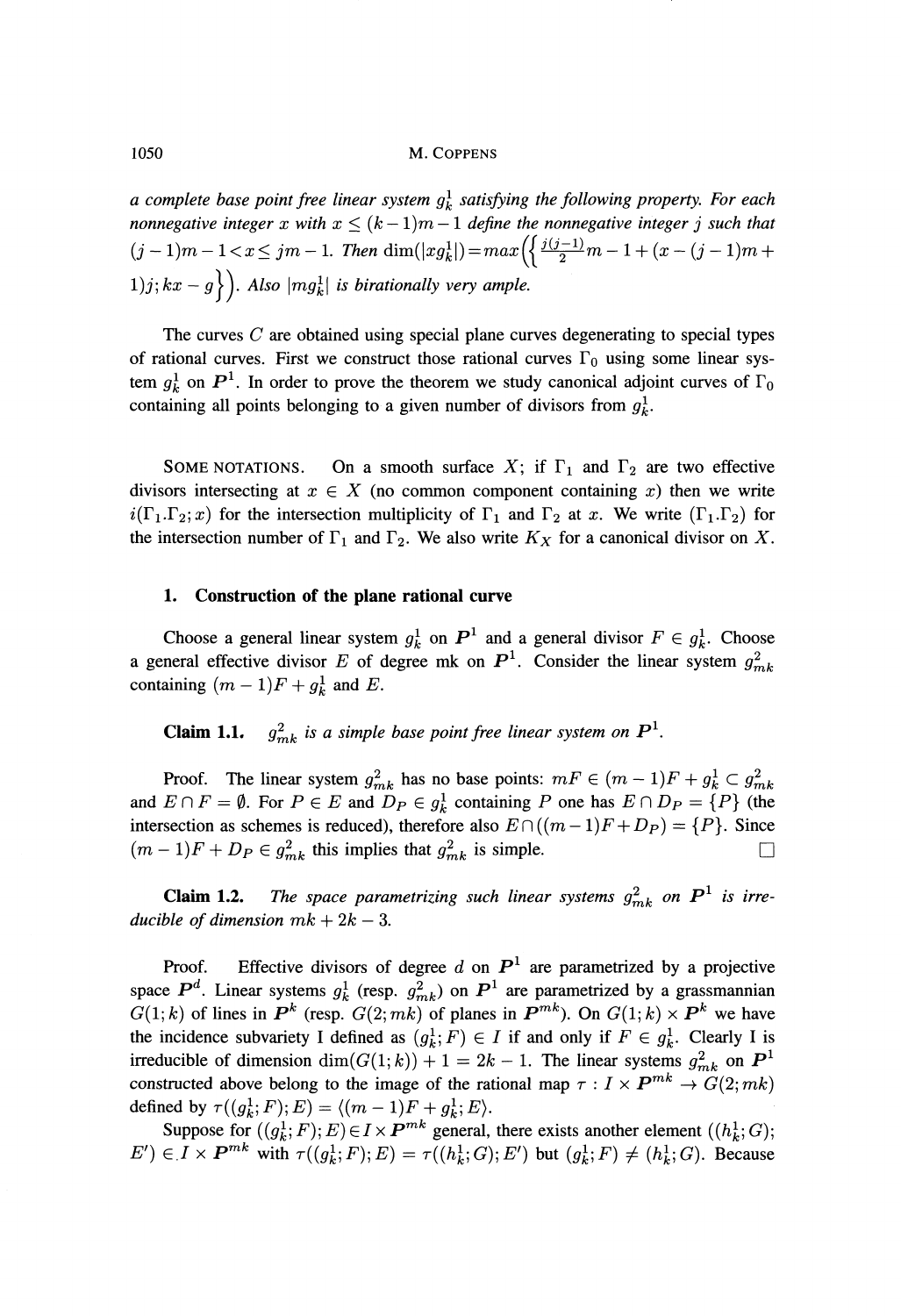*a complete base point free linear system $g^1_k$ satisfying the following property. For each nonnegative integer $x$ with $x \leq (k-1)m-1$ define the nonnegative integer $j$ such that $(j-1)m-1 < x \leq jm-1$. Then $\dim(|xg^1_k|) = max\left(\left\{\frac{j(j-1)}{2}m - 1 + (x-(j-1)m+1)j; kx-g\right\}\right)$. Also $|mg^1_k|$ is birationally very ample.*

The curves $C$ are obtained using special plane curves degenerating to special types of rational curves. First we construct those rational curves $\Gamma_0$ using some linear system $g^1_k$ on $\boldsymbol{P}^1$. In order to prove the theorem we study canonical adjoint curves of $\Gamma_0$ containing all points belonging to a given number of divisors from $g^1_k$.

SOME NOTATIONS. On a smooth surface $X$; if $\Gamma_1$ and $\Gamma_2$ are two effective divisors intersecting at $x \in X$ (no common component containing $x$) then we write $i(\Gamma_1.\Gamma_2; x)$ for the intersection multiplicity of $\Gamma_1$ and $\Gamma_2$ at $x$. We write $(\Gamma_1.\Gamma_2)$ for the intersection number of $\Gamma_1$ and $\Gamma_2$. We also write $K_X$ for a canonical divisor on $X$.

## 1. Construction of the plane rational curve

Choose a general linear system $g^1_k$ on $\boldsymbol{P}^1$ and a general divisor $F \in g^1_k$. Choose a general effective divisor $E$ of degree mk on $\boldsymbol{P}^1$. Consider the linear system $g^2_{mk}$ containing $(m-1)F + g^1_k$ and $E$.

**Claim 1.1.** *$g^2_{mk}$ is a simple base point free linear system on $\boldsymbol{P}^1$.*

Proof. The linear system $g^2_{mk}$ has no base points: $mF \in (m-1)F + g^1_k \subset g^2_{mk}$ and $E \cap F = \emptyset$. For $P \in E$ and $D_P \in g^1_k$ containing $P$ one has $E \cap D_P = \{P\}$ (the intersection as schemes is reduced), therefore also $E \cap ((m-1)F + D_P) = \{P\}$. Since $(m-1)F + D_P \in g^2_{mk}$ this implies that $g^2_{mk}$ is simple. $\square$

**Claim 1.2.** *The space parametrizing such linear systems $g^2_{mk}$ on $\boldsymbol{P}^1$ is irreducible of dimension $mk + 2k - 3$.*

Proof. Effective divisors of degree $d$ on $\boldsymbol{P}^1$ are parametrized by a projective space $\boldsymbol{P}^d$. Linear systems $g^1_k$ (resp. $g^2_{mk}$) on $\boldsymbol{P}^1$ are parametrized by a grassmannian $G(1;k)$ of lines in $\boldsymbol{P}^k$ (resp. $G(2;mk)$ of planes in $\boldsymbol{P}^{mk}$). On $G(1;k) \times \boldsymbol{P}^k$ we have the incidence subvariety I defined as $(g^1_k; F) \in I$ if and only if $F \in g^1_k$. Clearly I is irreducible of dimension $\dim(G(1;k)) + 1 = 2k-1$. The linear systems $g^2_{mk}$ on $\boldsymbol{P}^1$ constructed above belong to the image of the rational map $\tau : I \times \boldsymbol{P}^{mk} \to G(2;mk)$ defined by $\tau((g^1_k; F); E) = \langle (m-1)F + g^1_k; E \rangle$.

Suppose for $((g^1_k; F); E) \in I \times \boldsymbol{P}^{mk}$ general, there exists another element $((h^1_k; G); E') \in I \times \boldsymbol{P}^{mk}$ with $\tau((g^1_k; F); E) = \tau((h^1_k; G); E')$ but $(g^1_k; F) \neq (h^1_k; G)$. Because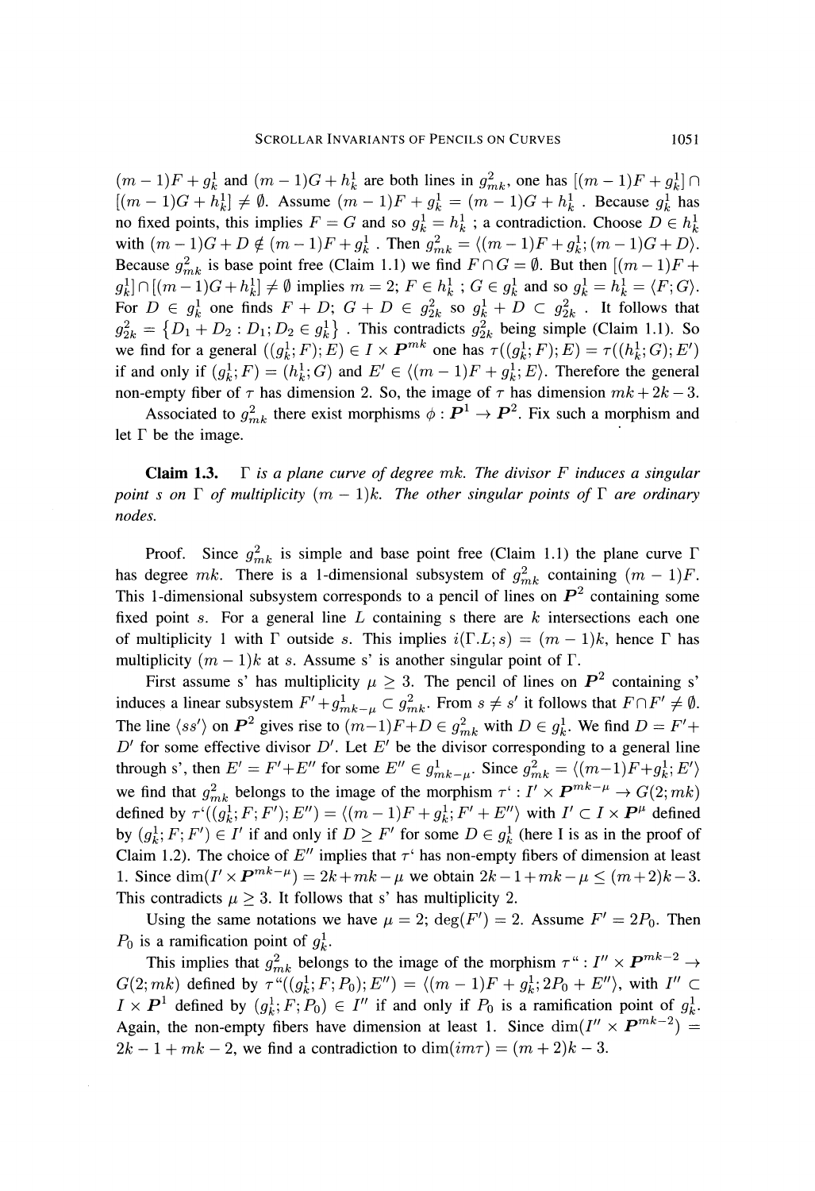$(m-1)F + g^1_k$ and $(m-1)G + h^1_k$ are both lines in $g^2_{mk}$, one has $[(m-1)F + g^1_k] \cap [(m-1)G + h^1_k] \neq \emptyset$. Assume $(m-1)F + g^1_k = (m-1)G + h^1_k$ . Because $g^1_k$ has no fixed points, this implies $F = G$ and so $g^1_k = h^1_k$ ; a contradiction. Choose $D \in h^1_k$ with $(m-1)G + D \notin (m-1)F + g^1_k$ . Then $g^2_{mk} = \langle (m-1)F + g^1_k; (m-1)G + D\rangle$. Because $g^2_{mk}$ is base point free (Claim 1.1) we find $F \cap G = \emptyset$. But then $[(m-1)F + g^1_k] \cap [(m-1)G + h^1_k] \neq \emptyset$ implies $m = 2$; $F \in h^1_k$ ; $G \in g^1_k$ and so $g^1_k = h^1_k = \langle F; G\rangle$. For $D \in g^1_k$ one finds $F + D$; $G + D \in g^2_{2k}$ so $g^1_k + D \subset g^2_{2k}$ . It follows that $g^2_{2k} = \{D_1 + D_2 : D_1; D_2 \in g^1_k\}$ . This contradicts $g^2_{2k}$ being simple (Claim 1.1). So we find for a general $((g^1_k; F); E) \in I \times \boldsymbol{P}^{mk}$ one has $\tau((g^1_k; F); E) = \tau((h^1_k; G); E')$ if and only if $(g^1_k; F) = (h^1_k; G)$ and $E' \in \langle (m-1)F + g^1_k; E\rangle$. Therefore the general non-empty fiber of $\tau$ has dimension 2. So, the image of $\tau$ has dimension $mk + 2k - 3$.

Associated to $g^2_{mk}$ there exist morphisms $\phi : \boldsymbol{P}^1 \to \boldsymbol{P}^2$. Fix such a morphism and let $\Gamma$ be the image.

**Claim 1.3.** *$\Gamma$ is a plane curve of degree $mk$. The divisor $F$ induces a singular point $s$ on $\Gamma$ of multiplicity $(m-1)k$. The other singular points of $\Gamma$ are ordinary nodes.*

Proof. Since $g^2_{mk}$ is simple and base point free (Claim 1.1) the plane curve $\Gamma$ has degree $mk$. There is a 1-dimensional subsystem of $g^2_{mk}$ containing $(m-1)F$. This 1-dimensional subsystem corresponds to a pencil of lines on $\boldsymbol{P}^2$ containing some fixed point $s$. For a general line $L$ containing s there are $k$ intersections each one of multiplicity 1 with $\Gamma$ outside $s$. This implies $i(\Gamma.L; s) = (m-1)k$, hence $\Gamma$ has multiplicity $(m-1)k$ at $s$. Assume s' is another singular point of $\Gamma$.

First assume s' has multiplicity $\mu \geq 3$. The pencil of lines on $\boldsymbol{P}^2$ containing s' induces a linear subsystem $F' + g^1_{mk-\mu} \subset g^2_{mk}$. From $s \neq s'$ it follows that $F \cap F' \neq \emptyset$. The line $\langle ss'\rangle$ on $\boldsymbol{P}^2$ gives rise to $(m-1)F + D \in g^2_{mk}$ with $D \in g^1_k$. We find $D = F' + D'$ for some effective divisor $D'$. Let $E'$ be the divisor corresponding to a general line through s', then $E' = F' + E''$ for some $E'' \in g^1_{mk-\mu}$. Since $g^2_{mk} = \langle (m-1)F + g^1_k; E'\rangle$ we find that $g^2_{mk}$ belongs to the image of the morphism $\tau' : I' \times \boldsymbol{P}^{mk-\mu} \to G(2; mk)$ defined by $\tau'((g^1_k; F; F'); E'') = \langle (m-1)F + g^1_k; F' + E''\rangle$ with $I' \subset I \times \boldsymbol{P}^{\mu}$ defined by $(g^1_k; F; F') \in I'$ if and only if $D \geq F'$ for some $D \in g^1_k$ (here I is as in the proof of Claim 1.2). The choice of $E''$ implies that $\tau'$ has non-empty fibers of dimension at least 1. Since $\dim(I' \times \boldsymbol{P}^{mk-\mu}) = 2k + mk - \mu$ we obtain $2k - 1 + mk - \mu \leq (m+2)k - 3$. This contradicts $\mu \geq 3$. It follows that s' has multiplicity 2.

Using the same notations we have $\mu = 2$; $\deg(F') = 2$. Assume $F' = 2P_0$. Then $P_0$ is a ramification point of $g^1_k$.

This implies that $g^2_{mk}$ belongs to the image of the morphism $\tau'' : I'' \times \boldsymbol{P}^{mk-2} \to G(2; mk)$ defined by $\tau''((g^1_k; F; P_0); E'') = \langle (m-1)F + g^1_k; 2P_0 + E''\rangle$, with $I'' \subset I \times \boldsymbol{P}^1$ defined by $(g^1_k; F; P_0) \in I''$ if and only if $P_0$ is a ramification point of $g^1_k$. Again, the non-empty fibers have dimension at least 1. Since $\dim(I'' \times \boldsymbol{P}^{mk-2}) = 2k - 1 + mk - 2$, we find a contradiction to $\dim(im\tau) = (m+2)k - 3$.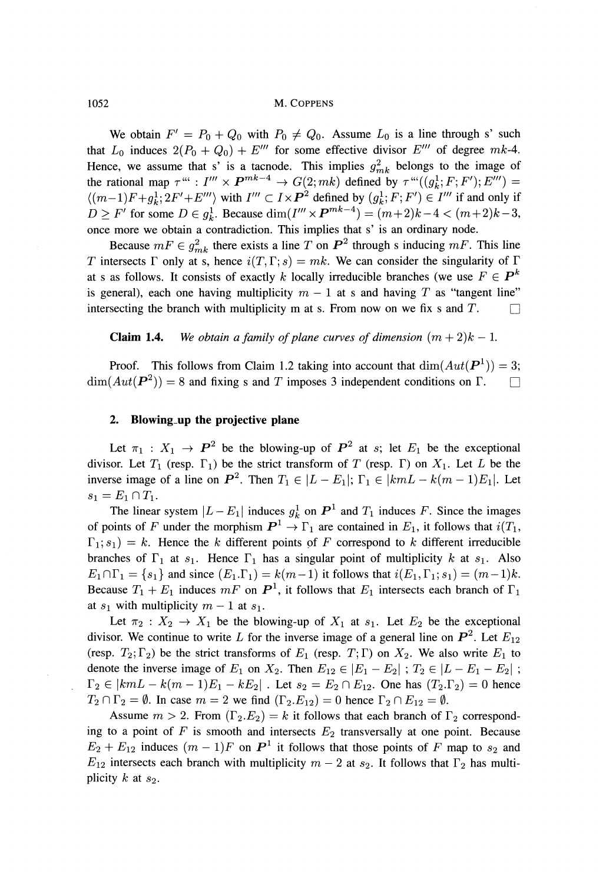We obtain $F' = P_0 + Q_0$ with $P_0 \neq Q_0$. Assume $L_0$ is a line through s' such that $L_0$ induces $2(P_0 + Q_0) + E'''$ for some effective divisor $E'''$ of degree $mk$-4. Hence, we assume that s' is a tacnode. This implies $g^2_{mk}$ belongs to the image of the rational map $\tau''' : I''' \times \boldsymbol{P}^{mk-4} \to G(2; mk)$ defined by $\tau'''((g^1_k; F; F'); E''') = \langle (m-1)F + g^1_k; 2F' + E''' \rangle$ with $I''' \subset I \times \boldsymbol{P}^2$ defined by $(g^1_k; F; F') \in I'''$ if and only if $D \geq F'$ for some $D \in g^1_k$. Because $\dim(I''' \times \boldsymbol{P}^{mk-4}) = (m+2)k - 4 < (m+2)k - 3$, once more we obtain a contradiction. This implies that s' is an ordinary node.

Because $mF \in g^2_{mk}$ there exists a line $T$ on $\boldsymbol{P}^2$ through s inducing $mF$. This line $T$ intersects $\Gamma$ only at s, hence $i(T, \Gamma; s) = mk$. We can consider the singularity of $\Gamma$ at s as follows. It consists of exactly $k$ locally irreducible branches (we use $F \in \boldsymbol{P}^k$ is general), each one having multiplicity $m-1$ at s and having $T$ as "tangent line" intersecting the branch with multiplicity m at s. From now on we fix s and $T$. □

**Claim 1.4.** *We obtain a family of plane curves of dimension $(m+2)k - 1$.*

Proof. This follows from Claim 1.2 taking into account that $\dim(Aut(\boldsymbol{P}^1)) = 3$; $\dim(Aut(\boldsymbol{P}^2)) = 8$ and fixing s and $T$ imposes 3 independent conditions on $\Gamma$. □

## 2. Blowing_up the projective plane

Let $\pi_1 : X_1 \to \boldsymbol{P}^2$ be the blowing-up of $\boldsymbol{P}^2$ at $s$; let $E_1$ be the exceptional divisor. Let $T_1$ (resp. $\Gamma_1$) be the strict transform of $T$ (resp. $\Gamma$) on $X_1$. Let $L$ be the inverse image of a line on $\boldsymbol{P}^2$. Then $T_1 \in |L - E_1|$; $\Gamma_1 \in |kmL - k(m-1)E_1|$. Let $s_1 = E_1 \cap T_1$.

The linear system $|L - E_1|$ induces $g^1_k$ on $\boldsymbol{P}^1$ and $T_1$ induces $F$. Since the images of points of $F$ under the morphism $\boldsymbol{P}^1 \to \Gamma_1$ are contained in $E_1$, it follows that $i(T_1, \Gamma_1; s_1) = k$. Hence the $k$ different points of $F$ correspond to $k$ different irreducible branches of $\Gamma_1$ at $s_1$. Hence $\Gamma_1$ has a singular point of multiplicity $k$ at $s_1$. Also $E_1 \cap \Gamma_1 = \{s_1\}$ and since $(E_1.\Gamma_1) = k(m-1)$ it follows that $i(E_1, \Gamma_1; s_1) = (m-1)k$. Because $T_1 + E_1$ induces $mF$ on $\boldsymbol{P}^1$, it follows that $E_1$ intersects each branch of $\Gamma_1$ at $s_1$ with multiplicity $m-1$ at $s_1$.

Let $\pi_2 : X_2 \to X_1$ be the blowing-up of $X_1$ at $s_1$. Let $E_2$ be the exceptional divisor. We continue to write $L$ for the inverse image of a general line on $\boldsymbol{P}^2$. Let $E_{12}$ (resp. $T_2; \Gamma_2$) be the strict transforms of $E_1$ (resp. $T; \Gamma$) on $X_2$. We also write $E_1$ to denote the inverse image of $E_1$ on $X_2$. Then $E_{12} \in |E_1 - E_2|$ ; $T_2 \in |L - E_1 - E_2|$ ; $\Gamma_2 \in |kmL - k(m-1)E_1 - kE_2|$ . Let $s_2 = E_2 \cap E_{12}$. One has $(T_2.\Gamma_2) = 0$ hence $T_2 \cap \Gamma_2 = \emptyset$. In case $m = 2$ we find $(\Gamma_2.E_{12}) = 0$ hence $\Gamma_2 \cap E_{12} = \emptyset$.

Assume $m > 2$. From $(\Gamma_2.E_2) = k$ it follows that each branch of $\Gamma_2$ corresponding to a point of $F$ is smooth and intersects $E_2$ transversally at one point. Because $E_2 + E_{12}$ induces $(m-1)F$ on $\boldsymbol{P}^1$ it follows that those points of $F$ map to $s_2$ and $E_{12}$ intersects each branch with multiplicity $m-2$ at $s_2$. It follows that $\Gamma_2$ has multiplicity $k$ at $s_2$.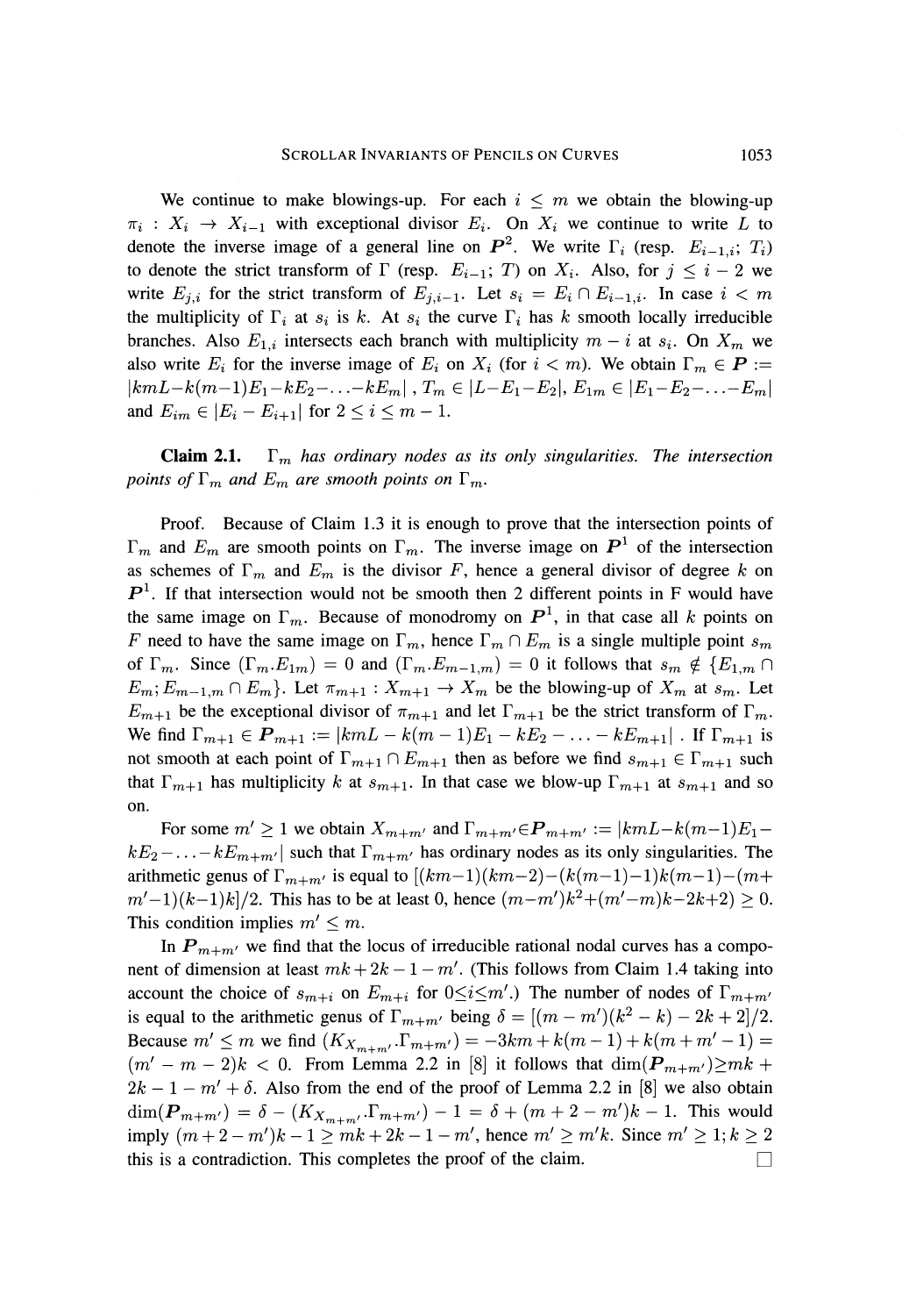We continue to make blowings-up. For each $i \leq m$ we obtain the blowing-up $\pi_i : X_i \rightarrow X_{i-1}$ with exceptional divisor $E_i$. On $X_i$ we continue to write $L$ to denote the inverse image of a general line on $\boldsymbol{P}^2$. We write $\Gamma_i$ (resp. $E_{i-1,i}$; $T_i$) to denote the strict transform of $\Gamma$ (resp. $E_{i-1}$; $T$) on $X_i$. Also, for $j \leq i-2$ we write $E_{j,i}$ for the strict transform of $E_{j,i-1}$. Let $s_i = E_i \cap E_{i-1,i}$. In case $i < m$ the multiplicity of $\Gamma_i$ at $s_i$ is $k$. At $s_i$ the curve $\Gamma_i$ has $k$ smooth locally irreducible branches. Also $E_{1,i}$ intersects each branch with multiplicity $m-i$ at $s_i$. On $X_m$ we also write $E_i$ for the inverse image of $E_i$ on $X_i$ (for $i < m$). We obtain $\Gamma_m \in \boldsymbol{P} := |kmL - k(m-1)E_1 - kE_2 - \ldots - kE_m|$ , $T_m \in |L - E_1 - E_2|$, $E_{1m} \in |E_1 - E_2 - \ldots - E_m|$ and $E_{im} \in |E_i - E_{i+1}|$ for $2 \leq i \leq m-1$.

**Claim 2.1.** *$\Gamma_m$ has ordinary nodes as its only singularities. The intersection points of $\Gamma_m$ and $E_m$ are smooth points on $\Gamma_m$.*

Proof. Because of Claim 1.3 it is enough to prove that the intersection points of $\Gamma_m$ and $E_m$ are smooth points on $\Gamma_m$. The inverse image on $\boldsymbol{P}^1$ of the intersection as schemes of $\Gamma_m$ and $E_m$ is the divisor $F$, hence a general divisor of degree $k$ on $\boldsymbol{P}^1$. If that intersection would not be smooth then 2 different points in F would have the same image on $\Gamma_m$. Because of monodromy on $\boldsymbol{P}^1$, in that case all $k$ points on $F$ need to have the same image on $\Gamma_m$, hence $\Gamma_m \cap E_m$ is a single multiple point $s_m$ of $\Gamma_m$. Since $(\Gamma_m . E_{1m}) = 0$ and $(\Gamma_m . E_{m-1,m}) = 0$ it follows that $s_m \notin \{E_{1,m} \cap E_m; E_{m-1,m} \cap E_m\}$. Let $\pi_{m+1} : X_{m+1} \rightarrow X_m$ be the blowing-up of $X_m$ at $s_m$. Let $E_{m+1}$ be the exceptional divisor of $\pi_{m+1}$ and let $\Gamma_{m+1}$ be the strict transform of $\Gamma_m$. We find $\Gamma_{m+1} \in \boldsymbol{P}_{m+1} := |kmL - k(m-1)E_1 - kE_2 - \ldots - kE_{m+1}|$ . If $\Gamma_{m+1}$ is not smooth at each point of $\Gamma_{m+1} \cap E_{m+1}$ then as before we find $s_{m+1} \in \Gamma_{m+1}$ such that $\Gamma_{m+1}$ has multiplicity $k$ at $s_{m+1}$. In that case we blow-up $\Gamma_{m+1}$ at $s_{m+1}$ and so on.

For some $m' \geq 1$ we obtain $X_{m+m'}$ and $\Gamma_{m+m'} \in \boldsymbol{P}_{m+m'} := |kmL - k(m-1)E_1 - kE_2 - \ldots - kE_{m+m'}|$ such that $\Gamma_{m+m'}$ has ordinary nodes as its only singularities. The arithmetic genus of $\Gamma_{m+m'}$ is equal to $[(km-1)(km-2) - (k(m-1)-1)k(m-1) - (m+m'-1)(k-1)k]/2$. This has to be at least 0, hence $(m-m')k^2 + (m'-m)k - 2k + 2) \geq 0$. This condition implies $m' \leq m$.

In $\boldsymbol{P}_{m+m'}$ we find that the locus of irreducible rational nodal curves has a component of dimension at least $mk + 2k - 1 - m'$. (This follows from Claim 1.4 taking into account the choice of $s_{m+i}$ on $E_{m+i}$ for $0 \leq i \leq m'$.) The number of nodes of $\Gamma_{m+m'}$ is equal to the arithmetic genus of $\Gamma_{m+m'}$ being $\delta = [(m-m')(k^2-k) - 2k + 2]/2$. Because $m' \leq m$ we find $(K_{X_{m+m'}} . \Gamma_{m+m'}) = -3km + k(m-1) + k(m+m'-1) = (m' - m - 2)k < 0$. From Lemma 2.2 in [8] it follows that $\dim(\boldsymbol{P}_{m+m'}) \geq mk + 2k - 1 - m' + \delta$. Also from the end of the proof of Lemma 2.2 in [8] we also obtain $\dim(\boldsymbol{P}_{m+m'}) = \delta - (K_{X_{m+m'}} . \Gamma_{m+m'}) - 1 = \delta + (m+2-m')k - 1$. This would imply $(m+2-m')k - 1 \geq mk + 2k - 1 - m'$, hence $m' \geq m'k$. Since $m' \geq 1; k \geq 2$ this is a contradiction. This completes the proof of the claim. □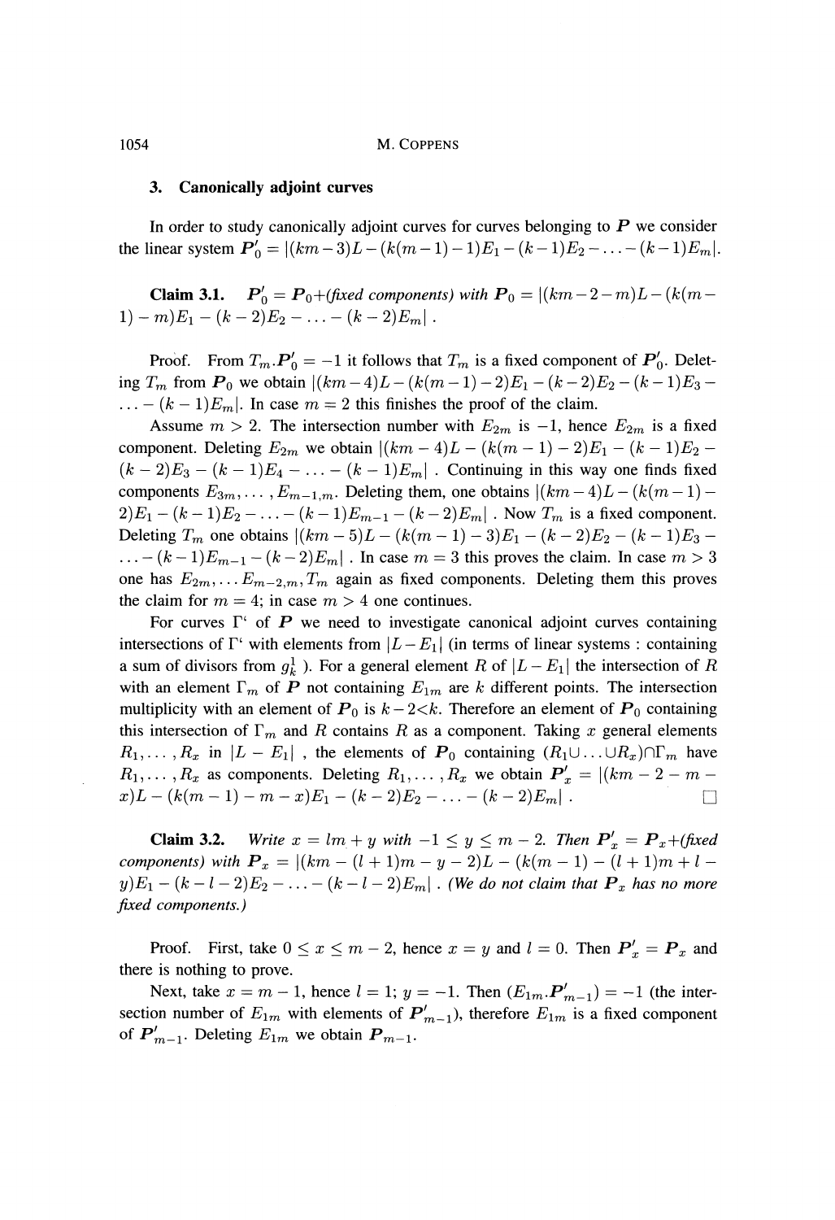## 3. Canonically adjoint curves

In order to study canonically adjoint curves for curves belonging to $\boldsymbol{P}$ we consider the linear system $\boldsymbol{P}_0' = |(km-3)L-(k(m-1)-1)E_1-(k-1)E_2-\ldots-(k-1)E_m|$.

**Claim 3.1.** *$\boldsymbol{P}_0' = \boldsymbol{P}_0$+(fixed components) with $\boldsymbol{P}_0 = |(km-2-m)L-(k(m-1)-m)E_1-(k-2)E_2-\ldots-(k-2)E_m|$.*

Proof. From $T_m.\boldsymbol{P}_0' = -1$ it follows that $T_m$ is a fixed component of $\boldsymbol{P}_0'$. Deleting $T_m$ from $\boldsymbol{P}_0$ we obtain $|(km-4)L-(k(m-1)-2)E_1-(k-2)E_2-(k-1)E_3-\ldots-(k-1)E_m|$. In case $m=2$ this finishes the proof of the claim.

Assume $m>2$. The intersection number with $E_{2m}$ is $-1$, hence $E_{2m}$ is a fixed component. Deleting $E_{2m}$ we obtain $|(km-4)L-(k(m-1)-2)E_1-(k-1)E_2-(k-2)E_3-(k-1)E_4-\ldots-(k-1)E_m|$. Continuing in this way one finds fixed components $E_{3m},\ldots,E_{m-1,m}$. Deleting them, one obtains $|(km-4)L-(k(m-1)-2)E_1-(k-1)E_2-\ldots-(k-1)E_{m-1}-(k-2)E_m|$. Now $T_m$ is a fixed component. Deleting $T_m$ one obtains $|(km-5)L-(k(m-1)-3)E_1-(k-2)E_2-(k-1)E_3-\ldots-(k-1)E_{m-1}-(k-2)E_m|$. In case $m=3$ this proves the claim. In case $m>3$ one has $E_{2m},\ldots E_{m-2,m},T_m$ again as fixed components. Deleting them this proves the claim for $m=4$; in case $m>4$ one continues.

For curves $\Gamma$' of $\boldsymbol{P}$ we need to investigate canonical adjoint curves containing intersections of $\Gamma$' with elements from $|L-E_1|$ (in terms of linear systems : containing a sum of divisors from $g^1_k$ ). For a general element $R$ of $|L-E_1|$ the intersection of $R$ with an element $\Gamma_m$ of $\boldsymbol{P}$ not containing $E_{1m}$ are $k$ different points. The intersection multiplicity with an element of $\boldsymbol{P}_0$ is $k-2<k$. Therefore an element of $\boldsymbol{P}_0$ containing this intersection of $\Gamma_m$ and $R$ contains $R$ as a component. Taking $x$ general elements $R_1,\ldots,R_x$ in $|L-E_1|$ , the elements of $\boldsymbol{P}_0$ containing $(R_1\cup\ldots\cup R_x)\cap\Gamma_m$ have $R_1,\ldots,R_x$ as components. Deleting $R_1,\ldots,R_x$ we obtain $\boldsymbol{P}_x' = |(km-2-m-x)L-(k(m-1)-m-x)E_1-(k-2)E_2-\ldots-(k-2)E_m|$. □

**Claim 3.2.** *Write $x = lm+y$ with $-1\le y\le m-2$. Then $\boldsymbol{P}_x' = \boldsymbol{P}_x$+(fixed components) with $\boldsymbol{P}_x = |(km-(l+1)m-y-2)L-(k(m-1)-(l+1)m+l-y)E_1-(k-l-2)E_2-\ldots-(k-l-2)E_m|$. (We do not claim that $\boldsymbol{P}_x$ has no more fixed components.)*

Proof. First, take $0\le x\le m-2$, hence $x=y$ and $l=0$. Then $\boldsymbol{P}_x' = \boldsymbol{P}_x$ and there is nothing to prove.

Next, take $x=m-1$, hence $l=1$; $y=-1$. Then $(E_{1m}.\boldsymbol{P}_{m-1}') = -1$ (the intersection number of $E_{1m}$ with elements of $\boldsymbol{P}_{m-1}'$), therefore $E_{1m}$ is a fixed component of $\boldsymbol{P}_{m-1}'$. Deleting $E_{1m}$ we obtain $\boldsymbol{P}_{m-1}$.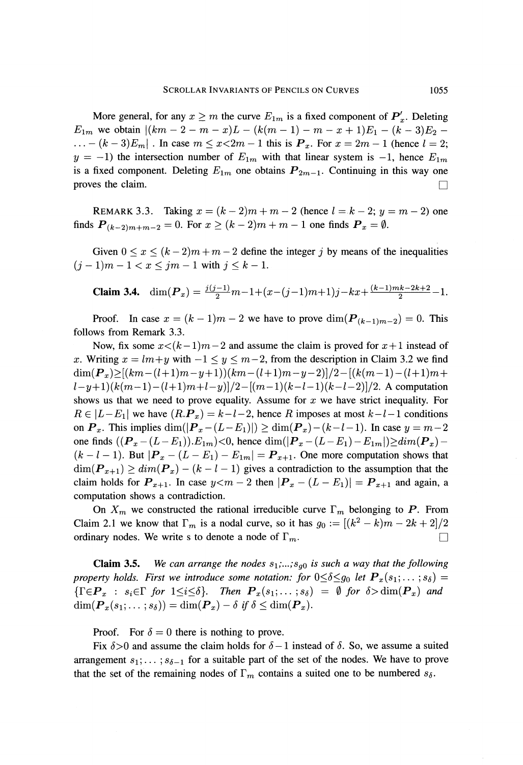More general, for any $x \geq m$ the curve $E_{1m}$ is a fixed component of $\boldsymbol{P}'_x$. Deleting $E_{1m}$ we obtain $|(km-2-m-x)L-(k(m-1)-m-x+1)E_1-(k-3)E_2-\ldots-(k-3)E_m|$ . In case $m \leq x < 2m-1$ this is $\boldsymbol{P}_x$. For $x = 2m-1$ (hence $l = 2$; $y = -1$) the intersection number of $E_{1m}$ with that linear system is $-1$, hence $E_{1m}$ is a fixed component. Deleting $E_{1m}$ one obtains $\boldsymbol{P}_{2m-1}$. Continuing in this way one proves the claim. □

REMARK 3.3. Taking $x = (k-2)m+m-2$ (hence $l = k-2$; $y = m-2$) one finds $\boldsymbol{P}_{(k-2)m+m-2} = 0$. For $x \geq (k-2)m+m-1$ one finds $\boldsymbol{P}_x = \emptyset$.

Given $0 \leq x \leq (k-2)m+m-2$ define the integer $j$ by means of the inequalities $(j-1)m-1 < x \leq jm-1$ with $j \leq k-1$.

**Claim 3.4.** $\dim(\boldsymbol{P}_x) = \frac{j(j-1)}{2}m-1+(x-(j-1)m+1)j-kx+\frac{(k-1)mk-2k+2}{2}-1$.

Proof. In case $x = (k-1)m-2$ we have to prove $\dim(\boldsymbol{P}_{(k-1)m-2}) = 0$. This follows from Remark 3.3.

Now, fix some $x < (k-1)m-2$ and assume the claim is proved for $x+1$ instead of $x$. Writing $x = lm+y$ with $-1 \leq y \leq m-2$, from the description in Claim 3.2 we find $\dim(\boldsymbol{P}_x) \geq [(km-(l+1)m-y+1))(km-(l+1)m-y-2)]/2-[(k(m-1)-(l+1)m+l-y+1)(k(m-1)-(l+1)m+l-y)]/2-[(m-1)(k-l-1)(k-l-2)]/2$. A computation shows us that we need to prove equality. Assume for $x$ we have strict inequality. For $R \in |L-E_1|$ we have $(R.\boldsymbol{P}_x) = k-l-2$, hence $R$ imposes at most $k-l-1$ conditions on $\boldsymbol{P}_x$. This implies $\dim(|\boldsymbol{P}_x-(L-E_1)|) \geq \dim(\boldsymbol{P}_x)-(k-l-1)$. In case $y = m-2$ one finds $((\boldsymbol{P}_x-(L-E_1)).E_{1m}) < 0$, hence $\dim(|\boldsymbol{P}_x-(L-E_1)-E_{1m}|) \geq dim(\boldsymbol{P}_x)-(k-l-1)$. But $|\boldsymbol{P}_x-(L-E_1)-E_{1m}| = \boldsymbol{P}_{x+1}$. One more computation shows that $\dim(\boldsymbol{P}_{x+1}) \geq dim(\boldsymbol{P}_x)-(k-l-1)$ gives a contradiction to the assumption that the claim holds for $\boldsymbol{P}_{x+1}$. In case $y < m-2$ then $|\boldsymbol{P}_x-(L-E_1)| = \boldsymbol{P}_{x+1}$ and again, a computation shows a contradiction.

On $X_m$ we constructed the rational irreducible curve $\Gamma_m$ belonging to $\boldsymbol{P}$. From Claim 2.1 we know that $\Gamma_m$ is a nodal curve, so it has $g_0 := [(k^2-k)m-2k+2]/2$ ordinary nodes. We write s to denote a node of $\Gamma_m$. □

**Claim 3.5.** *We can arrange the nodes $s_1;\ldots;s_{g0}$ is such a way that the following property holds. First we introduce some notation: for $0 \leq \delta \leq g_0$ let $\boldsymbol{P}_x(s_1;\ldots;s_\delta) = \{\Gamma \in \boldsymbol{P}_x : s_i \in \Gamma \text{ for } 1 \leq i \leq \delta\}$. Then $\boldsymbol{P}_x(s_1;\ldots;s_\delta) = \emptyset$ for $\delta > \dim(\boldsymbol{P}_x)$ and $\dim(\boldsymbol{P}_x(s_1;\ldots;s_\delta)) = \dim(\boldsymbol{P}_x)-\delta$ if $\delta \leq \dim(\boldsymbol{P}_x)$.*

Proof. For $\delta = 0$ there is nothing to prove.

Fix $\delta > 0$ and assume the claim holds for $\delta-1$ instead of $\delta$. So, we assume a suited arrangement $s_1;\ldots;s_{\delta-1}$ for a suitable part of the set of the nodes. We have to prove that the set of the remaining nodes of $\Gamma_m$ contains a suited one to be numbered $s_\delta$.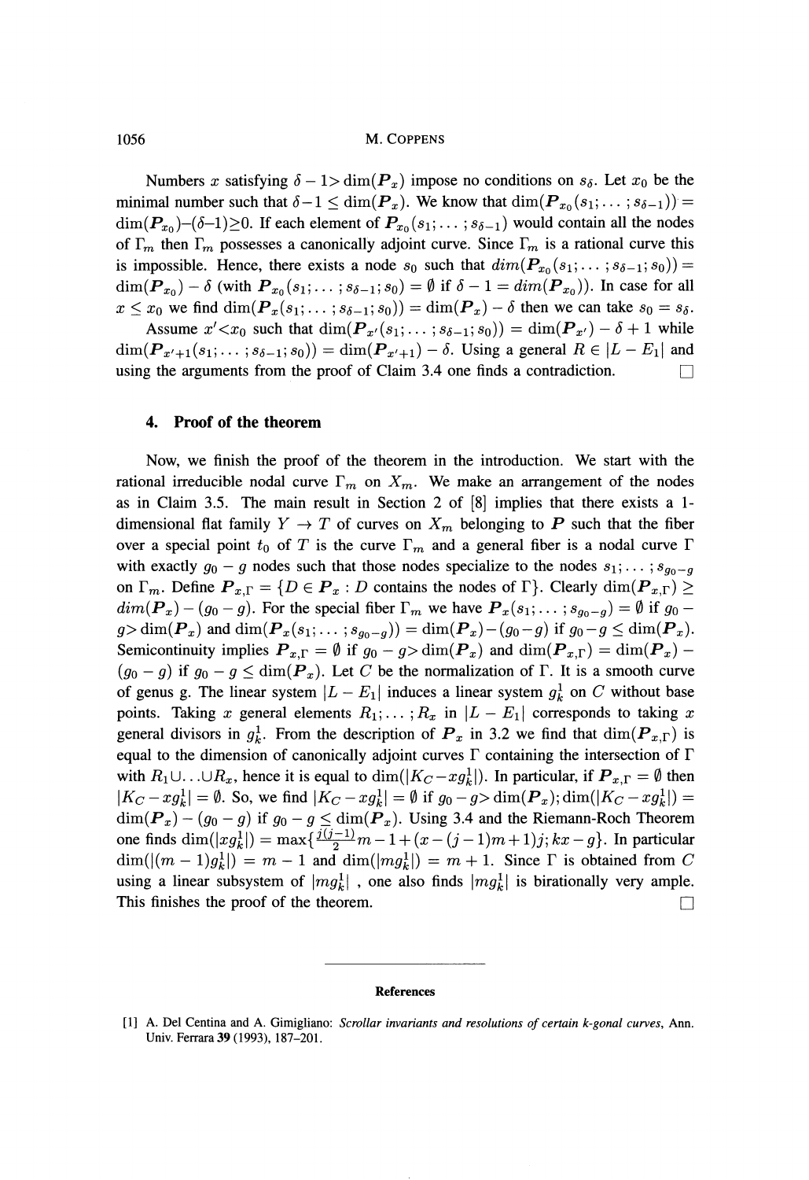Numbers $x$ satisfying $\delta - 1 > \dim(\boldsymbol{P}_x)$ impose no conditions on $s_\delta$. Let $x_0$ be the minimal number such that $\delta - 1 \leq \dim(\boldsymbol{P}_x)$. We know that $\dim(\boldsymbol{P}_{x_0}(s_1; \dots ; s_{\delta-1})) = \dim(\boldsymbol{P}_{x_0}) - (\delta - 1) \geq 0$. If each element of $\boldsymbol{P}_{x_0}(s_1; \dots ; s_{\delta-1})$ would contain all the nodes of $\Gamma_m$ then $\Gamma_m$ possesses a canonically adjoint curve. Since $\Gamma_m$ is a rational curve this is impossible. Hence, there exists a node $s_0$ such that $\dim(\boldsymbol{P}_{x_0}(s_1; \dots ; s_{\delta-1}; s_0)) = \dim(\boldsymbol{P}_{x_0}) - \delta$ (with $\boldsymbol{P}_{x_0}(s_1; \dots ; s_{\delta-1}; s_0) = \emptyset$ if $\delta - 1 = \dim(\boldsymbol{P}_{x_0})$). In case for all $x \leq x_0$ we find $\dim(\boldsymbol{P}_x(s_1; \dots ; s_{\delta-1}; s_0)) = \dim(\boldsymbol{P}_x) - \delta$ then we can take $s_0 = s_\delta$.

Assume $x' < x_0$ such that $\dim(\boldsymbol{P}_{x'}(s_1; \dots ; s_{\delta-1}; s_0)) = \dim(\boldsymbol{P}_{x'}) - \delta + 1$ while $\dim(\boldsymbol{P}_{x'+1}(s_1; \dots ; s_{\delta-1}; s_0)) = \dim(\boldsymbol{P}_{x'+1}) - \delta$. Using a general $R \in |L - E_1|$ and using the arguments from the proof of Claim 3.4 one finds a contradiction. □

## 4. Proof of the theorem

Now, we finish the proof of the theorem in the introduction. We start with the rational irreducible nodal curve $\Gamma_m$ on $X_m$. We make an arrangement of the nodes as in Claim 3.5. The main result in Section 2 of [8] implies that there exists a 1-dimensional flat family $Y \to T$ of curves on $X_m$ belonging to $\boldsymbol{P}$ such that the fiber over a special point $t_0$ of $T$ is the curve $\Gamma_m$ and a general fiber is a nodal curve $\Gamma$ with exactly $g_0 - g$ nodes such that those nodes specialize to the nodes $s_1; \dots ; s_{g_0-g}$ on $\Gamma_m$. Define $\boldsymbol{P}_{x,\Gamma} = \{D \in \boldsymbol{P}_x : D \text{ contains the nodes of } \Gamma\}$. Clearly $\dim(\boldsymbol{P}_{x,\Gamma}) \geq \dim(\boldsymbol{P}_x) - (g_0 - g)$. For the special fiber $\Gamma_m$ we have $\boldsymbol{P}_x(s_1; \dots ; s_{g_0-g}) = \emptyset$ if $g_0 - g > \dim(\boldsymbol{P}_x)$ and $\dim(\boldsymbol{P}_x(s_1; \dots ; s_{g_0-g})) = \dim(\boldsymbol{P}_x) - (g_0 - g)$ if $g_0 - g \leq \dim(\boldsymbol{P}_x)$. Semicontinuity implies $\boldsymbol{P}_{x,\Gamma} = \emptyset$ if $g_0 - g > \dim(\boldsymbol{P}_x)$ and $\dim(\boldsymbol{P}_{x,\Gamma}) = \dim(\boldsymbol{P}_x) - (g_0 - g)$ if $g_0 - g \leq \dim(\boldsymbol{P}_x)$. Let $C$ be the normalization of $\Gamma$. It is a smooth curve of genus g. The linear system $|L - E_1|$ induces a linear system $g^1_k$ on $C$ without base points. Taking $x$ general elements $R_1; \dots ; R_x$ in $|L - E_1|$ corresponds to taking $x$ general divisors in $g^1_k$. From the description of $\boldsymbol{P}_x$ in 3.2 we find that $\dim(\boldsymbol{P}_{x,\Gamma})$ is equal to the dimension of canonically adjoint curves $\Gamma$ containing the intersection of $\Gamma$ with $R_1 \cup \dots \cup R_x$, hence it is equal to $\dim(|K_C - x g^1_k|)$. In particular, if $\boldsymbol{P}_{x,\Gamma} = \emptyset$ then $|K_C - x g^1_k| = \emptyset$. So, we find $|K_C - x g^1_k| = \emptyset$ if $g_0 - g > \dim(\boldsymbol{P}_x)$; $\dim(|K_C - x g^1_k|) = \dim(\boldsymbol{P}_x) - (g_0 - g)$ if $g_0 - g \leq \dim(\boldsymbol{P}_x)$. Using 3.4 and the Riemann-Roch Theorem one finds $\dim(|x g^1_k|) = \max\{\frac{j(j-1)}{2}m - 1 + (x - (j-1)m + 1)j ; kx - g\}$. In particular $\dim(|(m-1)g^1_k|) = m - 1$ and $\dim(|m g^1_k|) = m + 1$. Since $\Gamma$ is obtained from $C$ using a linear subsystem of $|m g^1_k|$ , one also finds $|m g^1_k|$ is birationally very ample. This finishes the proof of the theorem. □

---

### References

[1] A. Del Centina and A. Gimigliano: *Scrollar invariants and resolutions of certain k-gonal curves*, Ann. Univ. Ferrara **39** (1993), 187–201.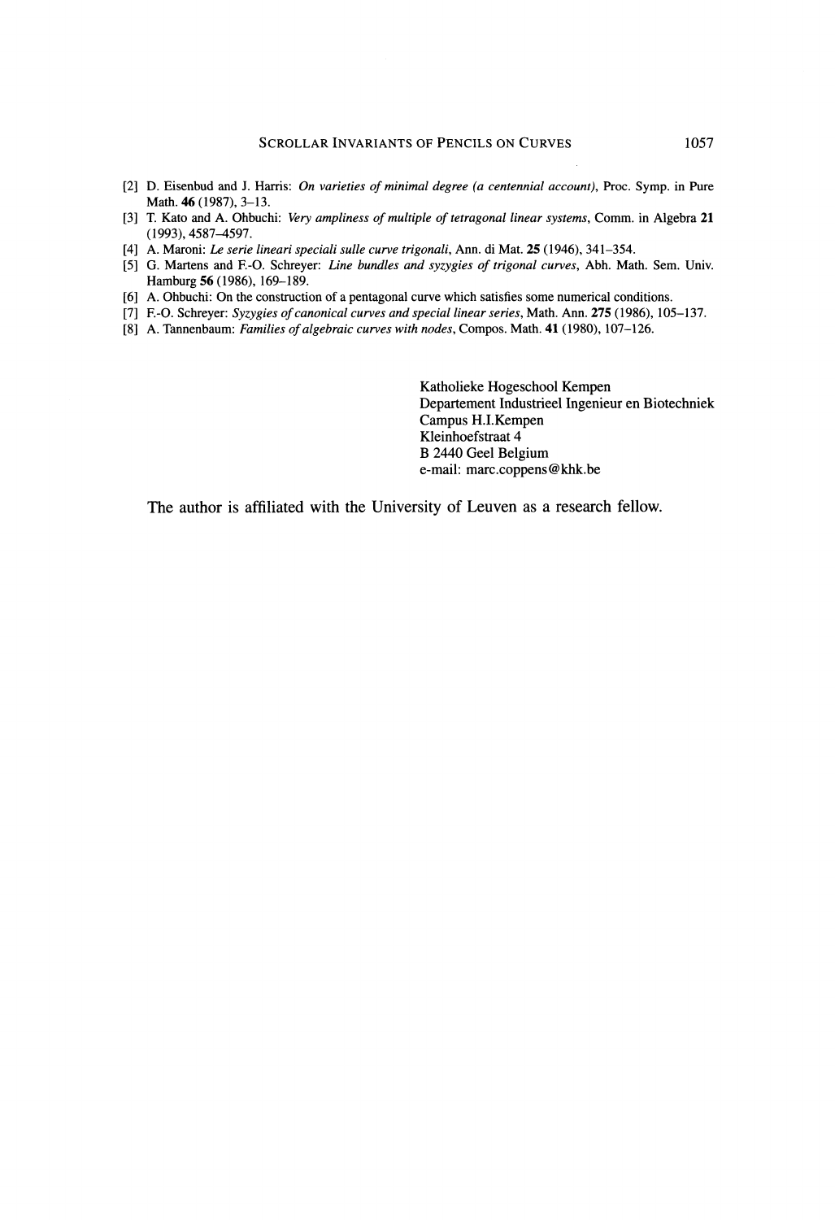[2] D. Eisenbud and J. Harris: *On varieties of minimal degree (a centennial account)*, Proc. Symp. in Pure Math. **46** (1987), 3–13.

[3] T. Kato and A. Ohbuchi: *Very ampliness of multiple of tetragonal linear systems*, Comm. in Algebra **21** (1993), 4587–4597.

[4] A. Maroni: *Le serie lineari speciali sulle curve trigonali*, Ann. di Mat. **25** (1946), 341–354.

[5] G. Martens and F.-O. Schreyer: *Line bundles and syzygies of trigonal curves*, Abh. Math. Sem. Univ. Hamburg **56** (1986), 169–189.

[6] A. Ohbuchi: On the construction of a pentagonal curve which satisfies some numerical conditions.

[7] F.-O. Schreyer: *Syzygies of canonical curves and special linear series*, Math. Ann. **275** (1986), 105–137.

[8] A. Tannenbaum: *Families of algebraic curves with nodes*, Compos. Math. **41** (1980), 107–126.

Katholieke Hogeschool Kempen
Departement Industrieel Ingenieur en Biotechniek
Campus H.I.Kempen
Kleinhoefstraat 4
B 2440 Geel Belgium
e-mail: marc.coppens@khk.be

The author is affiliated with the University of Leuven as a research fellow.